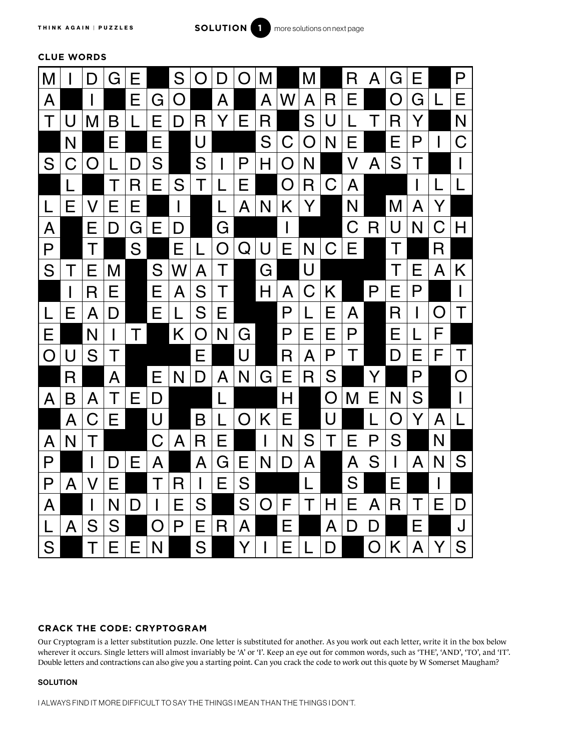## CLUE WORDS

| M | I | D | G | E | | S | O | D | O | M | | M | | R | A | G | E | | P |
|---|---|---|---|---|---|---|---|---|---|---|---|---|---|---|---|---|---|---|---|
| A | | I | | E | G | O | | A | | A | W | A | R | E | | O | G | L | E |
| T | U | M | B | L | E | D | R | Y | E | R | | S | U | L | T | R | Y | | N |
| | N | | E | | E | | U | | | S | C | O | N | E | | E | P | I | C |
| S | C | O | L | D | S | | S | I | P | H | O | N | | V | A | S | T | | I |
| | L | | T | R | E | S | T | L | E | | O | R | C | A | | | I | L | L |
| L | E | V | E | E | | I | | L | A | N | K | Y | | N | | M | A | Y | |
| A | | E | D | G | E | D | | G | | | I | | | C | R | U | N | C | H |
| P | | T | | S | | E | L | O | Q | U | E | N | C | E | | T | | R | |
| S | T | E | M | | S | W | A | T | | G | | U | | | | T | E | A | K |
| | I | R | E | | E | A | S | T | | H | A | C | K | | P | E | P | | I |
| L | E | A | D | | E | L | S | E | | | P | L | E | A | | R | I | O | T |
| E | | N | I | T | | K | O | N | G | | P | E | E | P | | E | L | F | |
| O | U | S | T | | | | E | | U | | R | A | P | T | | D | E | F | T |
| | R | | A | | E | N | D | A | N | G | E | R | S | | Y | | P | | O |
| A | B | A | T | E | D | | | L | | | H | | O | M | E | N | S | | I |
| | A | C | E | | U | | B | L | O | K | E | | U | | L | O | Y | A | L |
| A | N | T | | | C | A | R | E | | I | N | S | T | E | P | S | | N | |
| P | | I | D | E | A | | A | G | E | N | D | A | | A | S | I | A | N | S |
| P | A | V | E | | T | R | I | E | S | | | L | | S | | E | | I | |
| A | | I | N | D | I | E | S | | S | O | F | T | H | E | A | R | T | E | D |
| L | A | S | S | | O | P | E | R | A | | E | | A | D | D | | E | | J |
| S | | T | E | E | N | | S | | Y | I | E | L | D | | O | K | A | Y | S |

## CRACK THE CODE: CRYPTOGRAM

Our Cryptogram is a letter substitution puzzle. One letter is substituted for another. As you work out each letter, write it in the box below wherever it occurs. Single letters will almost invariably be 'A' or 'I'. Keep an eye out for common words, such as 'THE', 'AND', 'TO', and 'IT'. Double letters and contractions can also give you a starting point. Can you crack the code to work out this quote by W Somerset Maugham?

### SOLUTION

I ALWAYS FIND IT MORE DIFFICULT TO SAY THE THINGS I MEAN THAN THE THINGS I DON'T.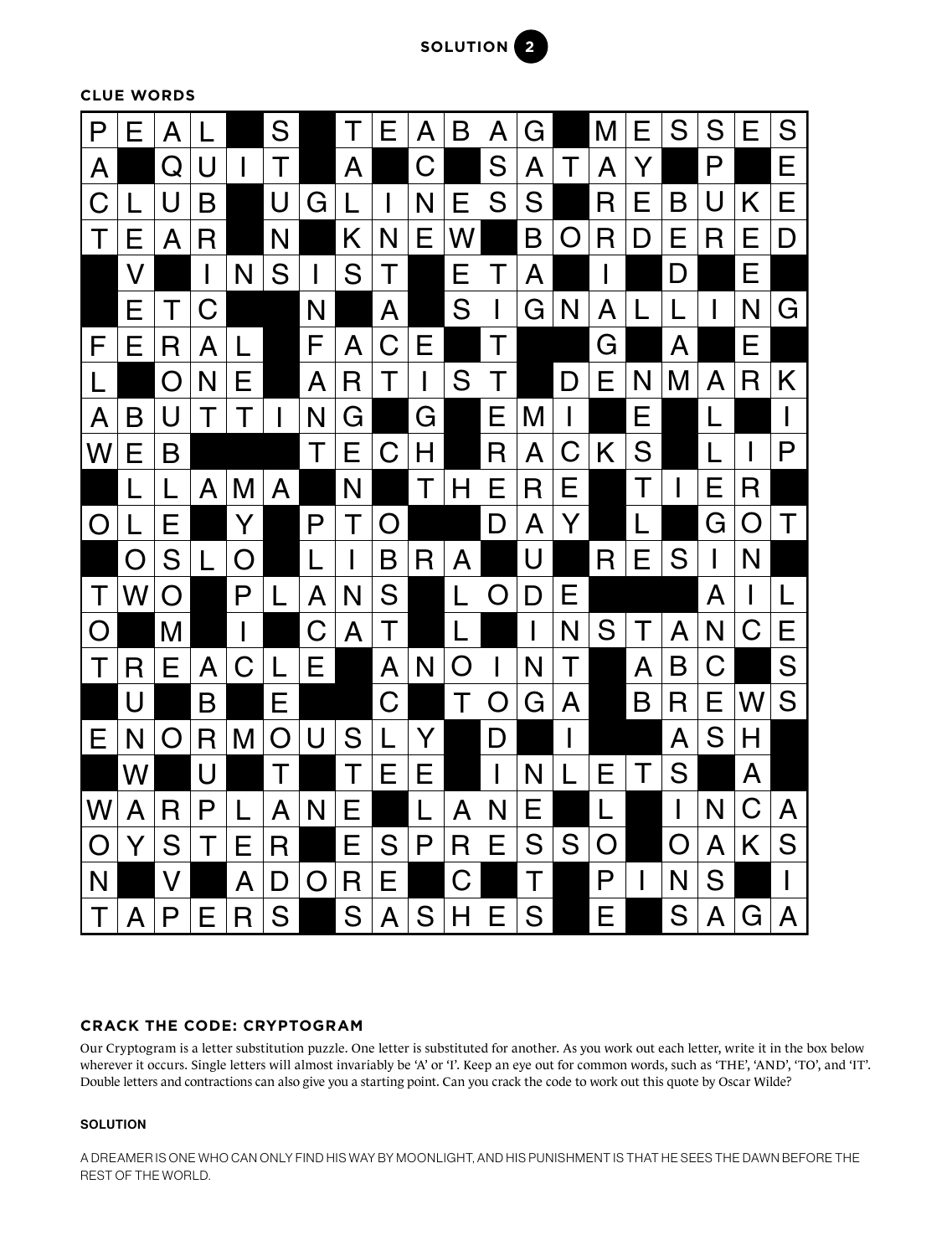## SOLUTION 2

**CLUE WORDS**

| | | | | | | | | | | | | | | | | | | | |
|---|---|---|---|---|---|---|---|---|---|---|---|---|---|---|---|---|---|---|---|
| P | E | A | L | | S | | T | E | A | B | A | G | | M | E | S | S | E | S |
| A | | Q | U | I | T | | A | | C | | S | A | T | A | Y | | P | | E |
| C | L | U | B | | U | G | L | I | N | E | S | S | | R | E | B | U | K | E |
| T | E | A | R | | N | | K | N | E | W | | B | O | R | D | E | R | E | D |
| | V | | I | N | S | I | S | T | | E | T | A | | I | | D | | E | |
| | E | T | C | | | N | | A | | S | I | G | N | A | L | L | I | N | G |
| F | E | R | A | L | | F | A | C | E | | T | | | G | | A | | E | |
| L | | O | N | E | | A | R | T | I | S | T | | D | E | N | M | A | R | K |
| A | B | U | T | T | I | N | G | | G | | E | M | I | | E | | L | | I |
| W | E | B | | | | T | E | C | H | | R | A | C | K | S | | L | I | P |
| | L | L | A | M | A | | N | | T | H | E | R | E | | T | I | E | R | |
| O | L | E | | Y | | P | T | O | | | D | A | Y | | L | | G | O | T |
| | O | S | L | O | | L | I | B | R | A | | U | | R | E | S | I | N | |
| T | W | O | | P | L | A | N | S | | L | O | D | E | | | | A | I | L |
| O | | M | | I | | C | A | T | | L | | I | N | S | T | A | N | C | E |
| T | R | E | A | C | L | E | | A | N | O | I | N | T | | A | B | C | | S |
| | U | | B | | E | | | C | | T | O | G | A | | B | R | E | W | S |
| E | N | O | R | M | O | U | S | L | Y | | D | | I | | | A | S | H | |
| | W | | U | | T | | T | E | E | | I | N | L | E | T | S | | A | |
| W | A | R | P | L | A | N | E | | L | A | N | E | | L | | I | N | C | A |
| O | Y | S | T | E | R | | E | S | P | R | E | S | S | O | | O | A | K | S |
| N | | V | | A | D | O | R | E | | C | | T | | P | I | N | S | | I |
| T | A | P | E | R | S | | S | A | S | H | E | S | | E | | S | A | G | A |

### CRACK THE CODE: CRYPTOGRAM

Our Cryptogram is a letter substitution puzzle. One letter is substituted for another. As you work out each letter, write it in the box below wherever it occurs. Single letters will almost invariably be 'A' or 'I'. Keep an eye out for common words, such as 'THE', 'AND', 'TO', and 'IT'. Double letters and contractions can also give you a starting point. Can you crack the code to work out this quote by Oscar Wilde?

**SOLUTION**

A DREAMER IS ONE WHO CAN ONLY FIND HIS WAY BY MOONLIGHT, AND HIS PUNISHMENT IS THAT HE SEES THE DAWN BEFORE THE REST OF THE WORLD.